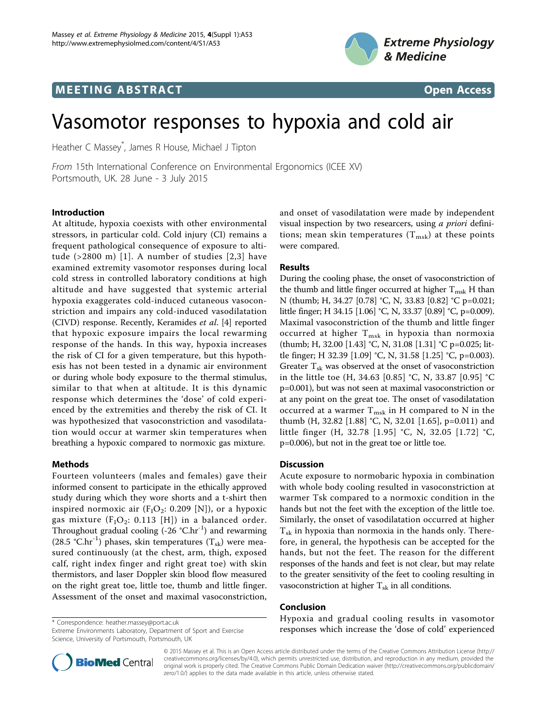MEETING ABSTRACT

Open Access

# Vasomotor responses to hypoxia and cold air

Heather C Massey*, James R House, Michael J Tipton

*From* 15th International Conference on Environmental Ergonomics (ICEE XV)
Portsmouth, UK. 28 June - 3 July 2015

## Introduction

At altitude, hypoxia coexists with other environmental stressors, in particular cold. Cold injury (CI) remains a frequent pathological consequence of exposure to altitude (>2800 m) [1]. A number of studies [2,3] have examined extremity vasomotor responses during local cold stress in controlled laboratory conditions at high altitude and have suggested that systemic arterial hypoxia exaggerates cold-induced cutaneous vasoconstriction and impairs any cold-induced vasodilatation (CIVD) response. Recently, Keramides *et al*. [4] reported that hypoxic exposure impairs the local rewarming response of the hands. In this way, hypoxia increases the risk of CI for a given temperature, but this hypothesis has not been tested in a dynamic air environment or during whole body exposure to the thermal stimulus, similar to that when at altitude. It is this dynamic response which determines the 'dose' of cold experienced by the extremities and thereby the risk of CI. It was hypothesized that vasoconstriction and vasodilatation would occur at warmer skin temperatures when breathing a hypoxic compared to normoxic gas mixture.

## Methods

Fourteen volunteers (males and females) gave their informed consent to participate in the ethically approved study during which they wore shorts and a t-shirt then inspired normoxic air ($F_IO_2$: 0.209 [N]), or a hypoxic gas mixture ($F_IO_2$: 0.113 [H]) in a balanced order. Throughout gradual cooling (-26 °C.hr$^{-1}$) and rewarming (28.5 °C.hr$^{-1}$) phases, skin temperatures ($T_{sk}$) were measured continuously (at the chest, arm, thigh, exposed calf, right index finger and right great toe) with skin thermistors, and laser Doppler skin blood flow measured on the right great toe, little toe, thumb and little finger. Assessment of the onset and maximal vasoconstriction, and onset of vasodilatation were made by independent visual inspection by two researcers, using *a priori* definitions; mean skin temperatures ($T_{msk}$) at these points were compared.

## Results

During the cooling phase, the onset of vasoconstriction of the thumb and little finger occurred at higher $T_{msk}$ H than N (thumb; H, 34.27 [0.78] °C, N, 33.83 [0.82] °C p=0.021; little finger; H 34.15 [1.06] °C, N, 33.37 [0.89] °C, p=0.009). Maximal vasoconstriction of the thumb and little finger occurred at higher $T_{msk}$ in hypoxia than normoxia (thumb; H, 32.00 [1.43] °C, N, 31.08 [1.31] °C p=0.025; little finger; H 32.39 [1.09] °C, N, 31.58 [1.25] °C, p=0.003). Greater $T_{sk}$ was observed at the onset of vasoconstriction in the little toe (H, 34.63 [0.85] °C, N, 33.87 [0.95] °C p=0.001), but was not seen at maximal vasoconstriction or at any point on the great toe. The onset of vasodilatation occurred at a warmer $T_{msk}$ in H compared to N in the thumb (H, 32.82 [1.88] °C, N, 32.01 [1.65], p=0.011) and little finger (H, 32.78 [1.95] °C, N, 32.05 [1.72] °C, p=0.006), but not in the great toe or little toe.

## Discussion

Acute exposure to normobaric hypoxia in combination with whole body cooling resulted in vasoconstriction at warmer Tsk compared to a normoxic condition in the hands but not the feet with the exception of the little toe. Similarly, the onset of vasodilatation occurred at higher $T_{sk}$ in hypoxia than normoxia in the hands only. Therefore, in general, the hypothesis can be accepted for the hands, but not the feet. The reason for the different responses of the hands and feet is not clear, but may relate to the greater sensitivity of the feet to cooling resulting in vasoconstriction at higher $T_{sk}$ in all conditions.

## Conclusion

Hypoxia and gradual cooling results in vasomotor responses which increase the 'dose of cold' experienced

* Correspondence: heather.massey@port.ac.uk
Extreme Environments Laboratory, Department of Sport and Exercise Science, University of Portsmouth, Portsmouth, UK

© 2015 Massey et al. This is an Open Access article distributed under the terms of the Creative Commons Attribution License (http://creativecommons.org/licenses/by/4.0), which permits unrestricted use, distribution, and reproduction in any medium, provided the original work is properly cited. The Creative Commons Public Domain Dedication waiver (http://creativecommons.org/publicdomain/zero/1.0/) applies to the data made available in this article, unless otherwise stated.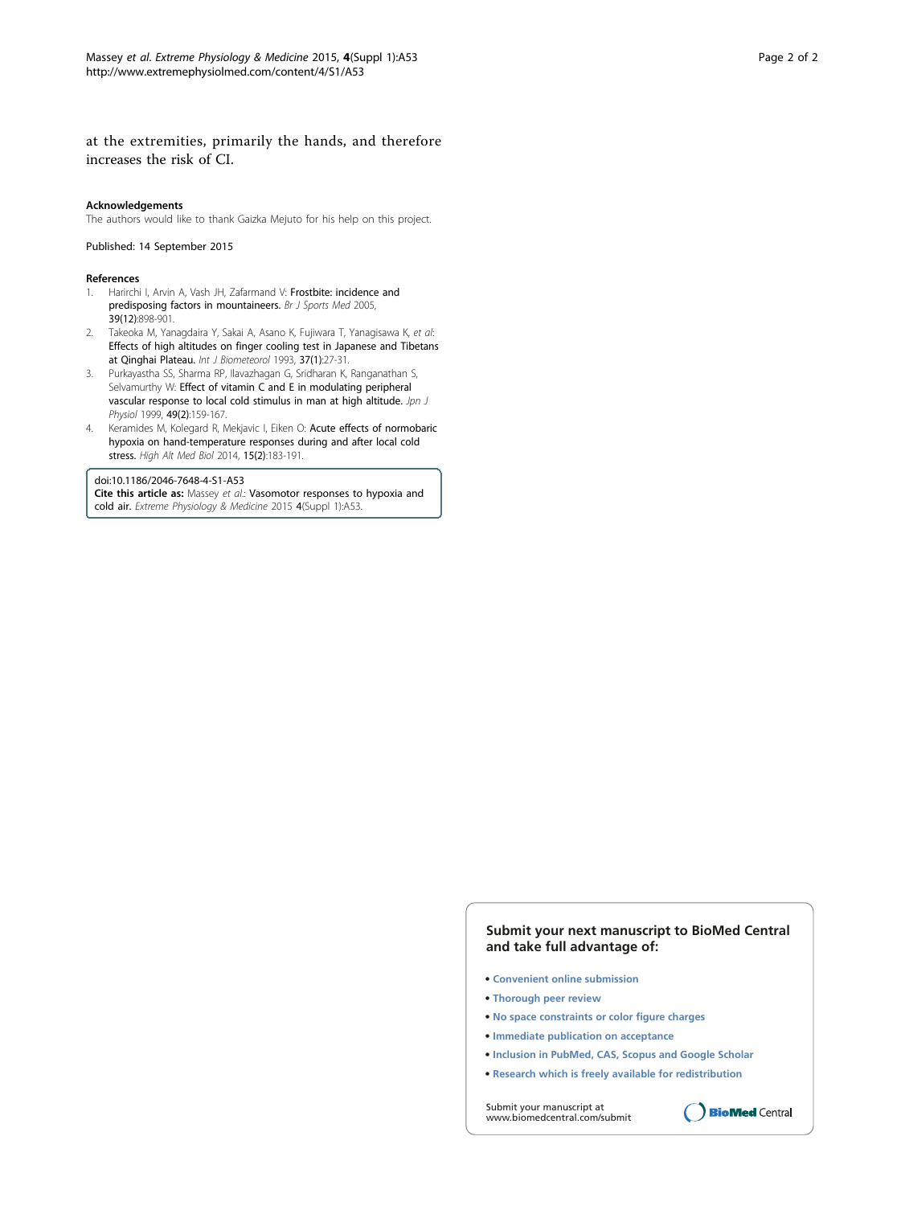at the extremities, primarily the hands, and therefore increases the risk of CI.

#### Acknowledgements

The authors would like to thank Gaizka Mejuto for his help on this project.

Published: 14 September 2015

#### References

1. Harirchi I, Arvin A, Vash JH, Zafarmand V: **Frostbite: incidence and predisposing factors in mountaineers.** *Br J Sports Med* 2005, **39(12)**:898-901.
2. Takeoka M, Yanagdaira Y, Sakai A, Asano K, Fujiwara T, Yanagisawa K, *et al*: **Effects of high altitudes on finger cooling test in Japanese and Tibetans at Qinghai Plateau.** *Int J Biometeorol* 1993, **37(1)**:27-31.
3. Purkayastha SS, Sharma RP, Ilavazhagan G, Sridharan K, Ranganathan S, Selvamurthy W: **Effect of vitamin C and E in modulating peripheral vascular response to local cold stimulus in man at high altitude.** *Jpn J Physiol* 1999, **49(2)**:159-167.
4. Keramides M, Kolegard R, Mekjavic I, Eiken O: **Acute effects of normobaric hypoxia on hand-temperature responses during and after local cold stress.** *High Alt Med Biol* 2014, **15(2)**:183-191.

doi:10.1186/2046-7648-4-S1-A53
**Cite this article as:** Massey *et al.*: **Vasomotor responses to hypoxia and cold air.** *Extreme Physiology & Medicine* 2015 **4**(Suppl 1):A53.

**Submit your next manuscript to BioMed Central and take full advantage of:**

- Convenient online submission
- Thorough peer review
- No space constraints or color figure charges
- Immediate publication on acceptance
- Inclusion in PubMed, CAS, Scopus and Google Scholar
- Research which is freely available for redistribution

Submit your manuscript at
www.biomedcentral.com/submit

BioMed Central